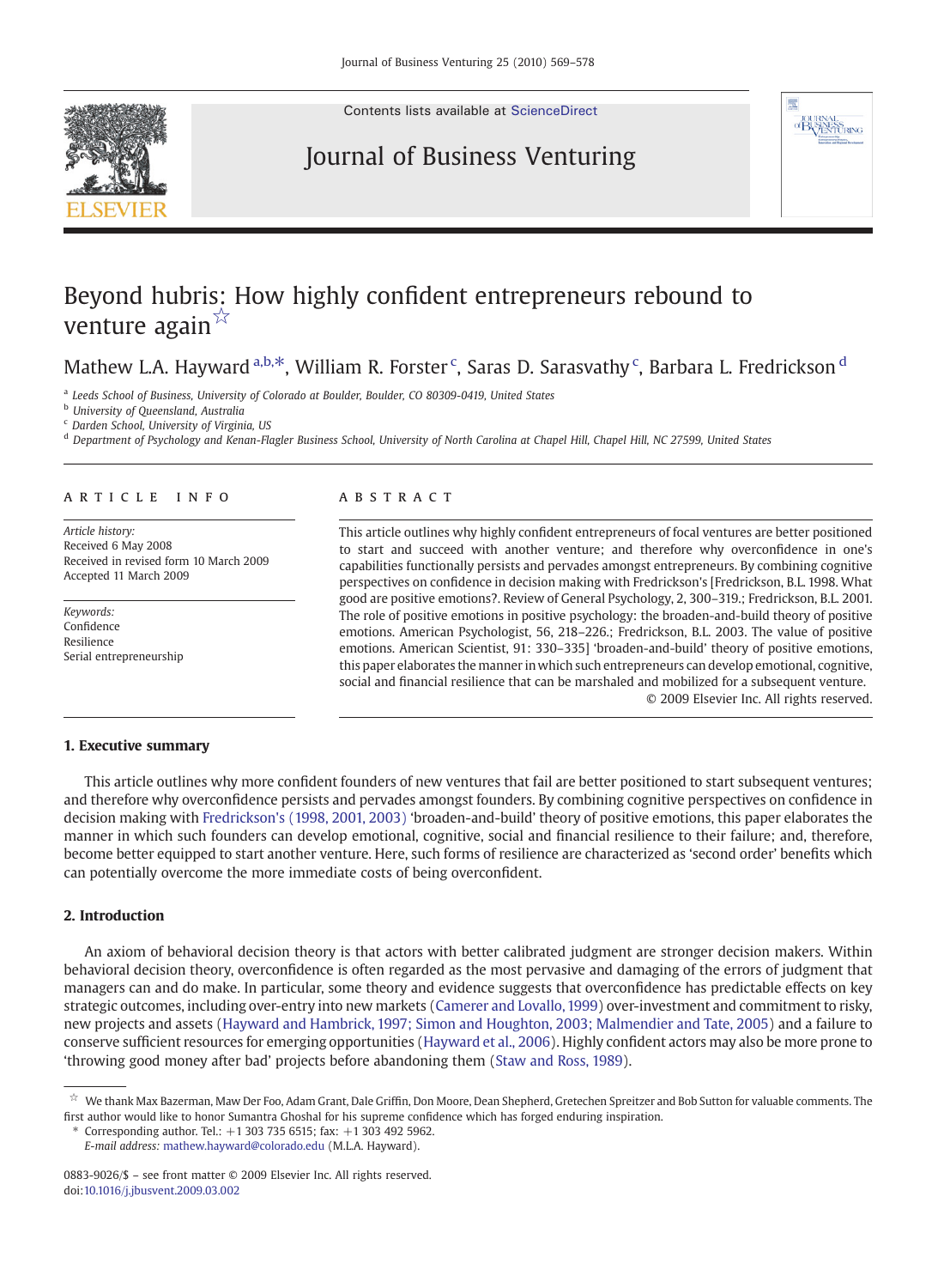Contents lists available at ScienceDirect

# Journal of Business Venturing

# Beyond hubris: How highly confident entrepreneurs rebound to venture again ☆

Mathew L.A. Hayward [a,b,*], William R. Forster [c], Saras D. Sarasvathy [c], Barbara L. Fredrickson [d]

[a] Leeds School of Business, University of Colorado at Boulder, Boulder, CO 80309-0419, United States
[b] University of Queensland, Australia
[c] Darden School, University of Virginia, US
[d] Department of Psychology and Kenan-Flagler Business School, University of North Carolina at Chapel Hill, Chapel Hill, NC 27599, United States

## ARTICLE INFO

*Article history:*
Received 6 May 2008
Received in revised form 10 March 2009
Accepted 11 March 2009

*Keywords:*
Confidence
Resilience
Serial entrepreneurship

## ABSTRACT

This article outlines why highly confident entrepreneurs of focal ventures are better positioned to start and succeed with another venture; and therefore why overconfidence in one's capabilities functionally persists and pervades amongst entrepreneurs. By combining cognitive perspectives on confidence in decision making with Fredrickson's [Fredrickson, B.L. 1998. What good are positive emotions?. Review of General Psychology, 2, 300–319.; Fredrickson, B.L. 2001. The role of positive emotions in positive psychology: the broaden-and-build theory of positive emotions. American Psychologist, 56, 218–226.; Fredrickson, B.L. 2003. The value of positive emotions. American Scientist, 91: 330–335] 'broaden-and-build' theory of positive emotions, this paper elaborates the manner in which such entrepreneurs can develop emotional, cognitive, social and financial resilience that can be marshaled and mobilized for a subsequent venture.

© 2009 Elsevier Inc. All rights reserved.

## 1. Executive summary

This article outlines why more confident founders of new ventures that fail are better positioned to start subsequent ventures; and therefore why overconfidence persists and pervades amongst founders. By combining cognitive perspectives on confidence in decision making with Fredrickson's (1998, 2001, 2003) 'broaden-and-build' theory of positive emotions, this paper elaborates the manner in which such founders can develop emotional, cognitive, social and financial resilience to their failure; and, therefore, become better equipped to start another venture. Here, such forms of resilience are characterized as 'second order' benefits which can potentially overcome the more immediate costs of being overconfident.

## 2. Introduction

An axiom of behavioral decision theory is that actors with better calibrated judgment are stronger decision makers. Within behavioral decision theory, overconfidence is often regarded as the most pervasive and damaging of the errors of judgment that managers can and do make. In particular, some theory and evidence suggests that overconfidence has predictable effects on key strategic outcomes, including over-entry into new markets (Camerer and Lovallo, 1999) over-investment and commitment to risky, new projects and assets (Hayward and Hambrick, 1997; Simon and Houghton, 2003; Malmendier and Tate, 2005) and a failure to conserve sufficient resources for emerging opportunities (Hayward et al., 2006). Highly confident actors may also be more prone to 'throwing good money after bad' projects before abandoning them (Staw and Ross, 1989).

☆ We thank Max Bazerman, Maw Der Foo, Adam Grant, Dale Griffin, Don Moore, Dean Shepherd, Gretchen Spreitzer and Bob Sutton for valuable comments. The first author would like to honor Sumantra Ghoshal for his supreme confidence which has forged enduring inspiration.

\* Corresponding author. Tel.: +1 303 735 6515; fax: +1 303 492 5962.
*E-mail address:* mathew.hayward@colorado.edu (M.L.A. Hayward).

0883-9026/$ – see front matter © 2009 Elsevier Inc. All rights reserved.
doi:10.1016/j.jbusvent.2009.03.002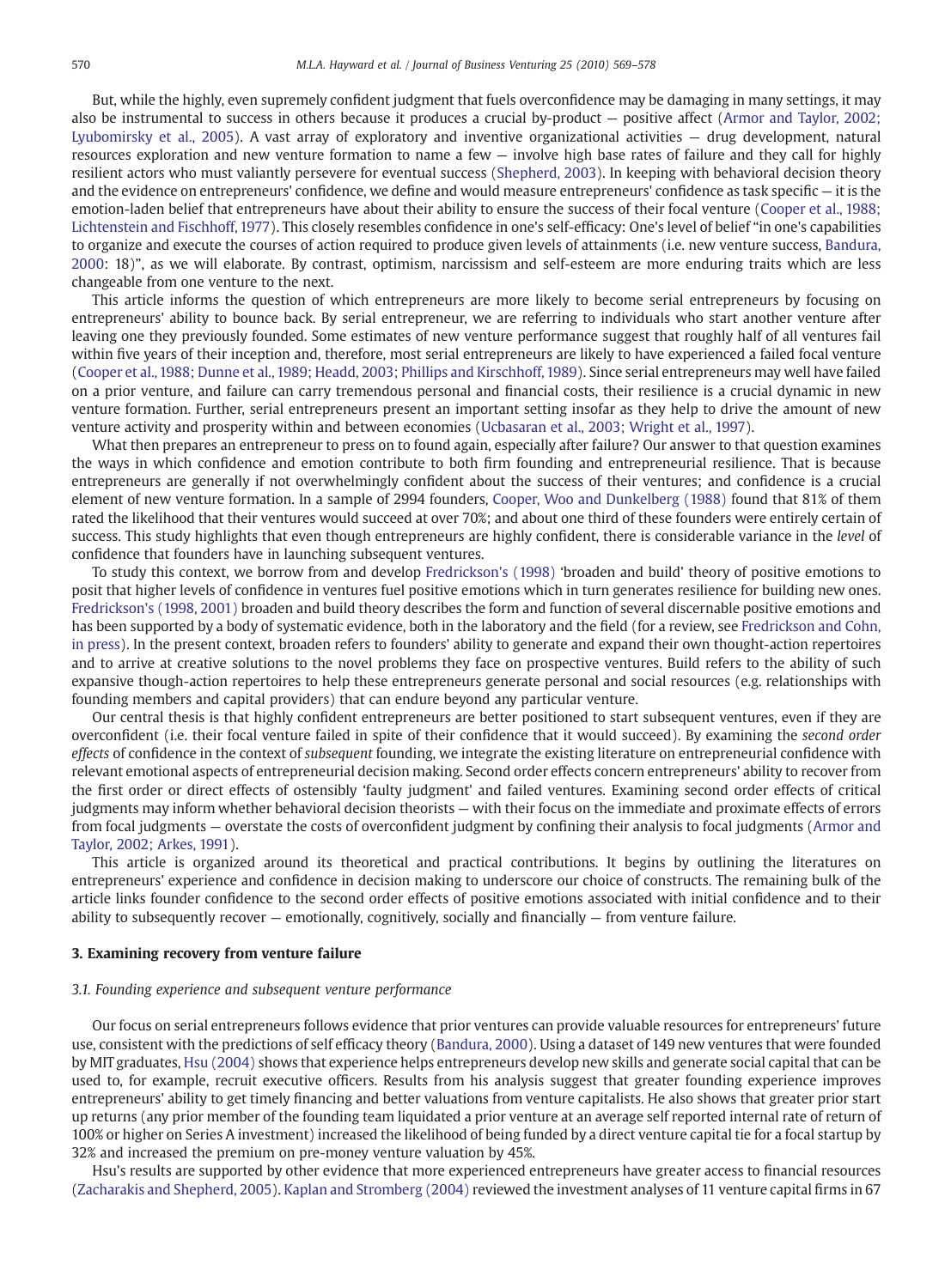But, while the highly, even supremely confident judgment that fuels overconfidence may be damaging in many settings, it may also be instrumental to success in others because it produces a crucial by-product — positive affect (Armor and Taylor, 2002; Lyubomirsky et al., 2005). A vast array of exploratory and inventive organizational activities — drug development, natural resources exploration and new venture formation to name a few — involve high base rates of failure and they call for highly resilient actors who must valiantly persevere for eventual success (Shepherd, 2003). In keeping with behavioral decision theory and the evidence on entrepreneurs' confidence, we define and would measure entrepreneurs' confidence as task specific — it is the emotion-laden belief that entrepreneurs have about their ability to ensure the success of their focal venture (Cooper et al., 1988; Lichtenstein and Fischhoff, 1977). This closely resembles confidence in one's self-efficacy: One's level of belief "in one's capabilities to organize and execute the courses of action required to produce given levels of attainments (i.e. new venture success, Bandura, 2000: 18)", as we will elaborate. By contrast, optimism, narcissism and self-esteem are more enduring traits which are less changeable from one venture to the next.

This article informs the question of which entrepreneurs are more likely to become serial entrepreneurs by focusing on entrepreneurs' ability to bounce back. By serial entrepreneur, we are referring to individuals who start another venture after leaving one they previously founded. Some estimates of new venture performance suggest that roughly half of all ventures fail within five years of their inception and, therefore, most serial entrepreneurs are likely to have experienced a failed focal venture (Cooper et al., 1988; Dunne et al., 1989; Headd, 2003; Phillips and Kirschhoff, 1989). Since serial entrepreneurs may well have failed on a prior venture, and failure can carry tremendous personal and financial costs, their resilience is a crucial dynamic in new venture formation. Further, serial entrepreneurs present an important setting insofar as they help to drive the amount of new venture activity and prosperity within and between economies (Ucbasaran et al., 2003; Wright et al., 1997).

What then prepares an entrepreneur to press on to found again, especially after failure? Our answer to that question examines the ways in which confidence and emotion contribute to both firm founding and entrepreneurial resilience. That is because entrepreneurs are generally if not overwhelmingly confident about the success of their ventures; and confidence is a crucial element of new venture formation. In a sample of 2994 founders, Cooper, Woo and Dunkelberg (1988) found that 81% of them rated the likelihood that their ventures would succeed at over 70%; and about one third of these founders were entirely certain of success. This study highlights that even though entrepreneurs are highly confident, there is considerable variance in the *level* of confidence that founders have in launching subsequent ventures.

To study this context, we borrow from and develop Fredrickson's (1998) 'broaden and build' theory of positive emotions to posit that higher levels of confidence in ventures fuel positive emotions which in turn generates resilience for building new ones. Fredrickson's (1998, 2001) broaden and build theory describes the form and function of several discernable positive emotions and has been supported by a body of systematic evidence, both in the laboratory and the field (for a review, see Fredrickson and Cohn, in press). In the present context, broaden refers to founders' ability to generate and expand their own thought-action repertoires and to arrive at creative solutions to the novel problems they face on prospective ventures. Build refers to the ability of such expansive though-action repertoires to help these entrepreneurs generate personal and social resources (e.g. relationships with founding members and capital providers) that can endure beyond any particular venture.

Our central thesis is that highly confident entrepreneurs are better positioned to start subsequent ventures, even if they are overconfident (i.e. their focal venture failed in spite of their confidence that it would succeed). By examining the *second order effects* of confidence in the context of *subsequent* founding, we integrate the existing literature on entrepreneurial confidence with relevant emotional aspects of entrepreneurial decision making. Second order effects concern entrepreneurs' ability to recover from the first order or direct effects of ostensibly 'faulty judgment' and failed ventures. Examining second order effects of critical judgments may inform whether behavioral decision theorists — with their focus on the immediate and proximate effects of errors from focal judgments — overstate the costs of overconfident judgment by confining their analysis to focal judgments (Armor and Taylor, 2002; Arkes, 1991).

This article is organized around its theoretical and practical contributions. It begins by outlining the literatures on entrepreneurs' experience and confidence in decision making to underscore our choice of constructs. The remaining bulk of the article links founder confidence to the second order effects of positive emotions associated with initial confidence and to their ability to subsequently recover — emotionally, cognitively, socially and financially — from venture failure.

## 3. Examining recovery from venture failure

### *3.1. Founding experience and subsequent venture performance*

Our focus on serial entrepreneurs follows evidence that prior ventures can provide valuable resources for entrepreneurs' future use, consistent with the predictions of self efficacy theory (Bandura, 2000). Using a dataset of 149 new ventures that were founded by MIT graduates, Hsu (2004) shows that experience helps entrepreneurs develop new skills and generate social capital that can be used to, for example, recruit executive officers. Results from his analysis suggest that greater founding experience improves entrepreneurs' ability to get timely financing and better valuations from venture capitalists. He also shows that greater prior start up returns (any prior member of the founding team liquidated a prior venture at an average self reported internal rate of return of 100% or higher on Series A investment) increased the likelihood of being funded by a direct venture capital tie for a focal startup by 32% and increased the premium on pre-money venture valuation by 45%.

Hsu's results are supported by other evidence that more experienced entrepreneurs have greater access to financial resources (Zacharakis and Shepherd, 2005). Kaplan and Stromberg (2004) reviewed the investment analyses of 11 venture capital firms in 67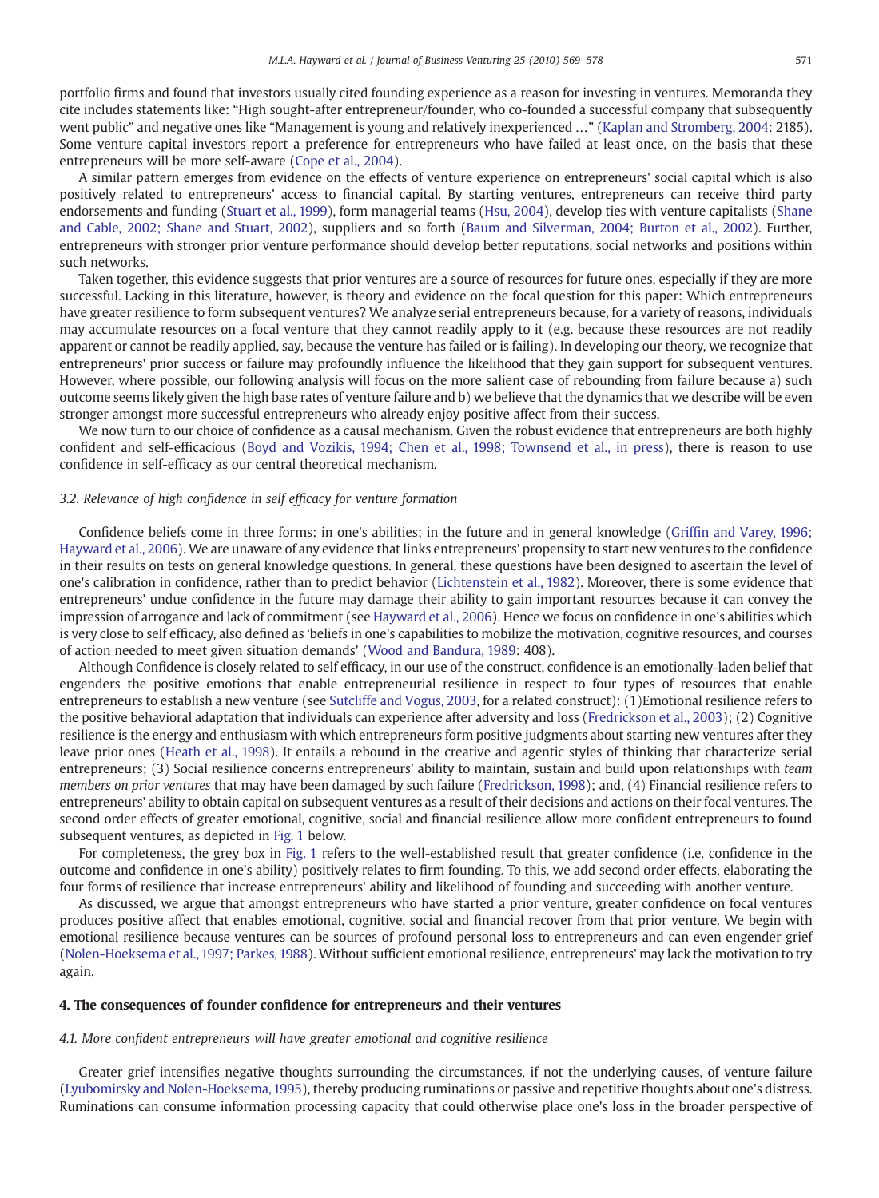portfolio firms and found that investors usually cited founding experience as a reason for investing in ventures. Memoranda they cite includes statements like: "High sought-after entrepreneur/founder, who co-founded a successful company that subsequently went public" and negative ones like "Management is young and relatively inexperienced …" (Kaplan and Stromberg, 2004: 2185). Some venture capital investors report a preference for entrepreneurs who have failed at least once, on the basis that these entrepreneurs will be more self-aware (Cope et al., 2004).

A similar pattern emerges from evidence on the effects of venture experience on entrepreneurs' social capital which is also positively related to entrepreneurs' access to financial capital. By starting ventures, entrepreneurs can receive third party endorsements and funding (Stuart et al., 1999), form managerial teams (Hsu, 2004), develop ties with venture capitalists (Shane and Cable, 2002; Shane and Stuart, 2002), suppliers and so forth (Baum and Silverman, 2004; Burton et al., 2002). Further, entrepreneurs with stronger prior venture performance should develop better reputations, social networks and positions within such networks.

Taken together, this evidence suggests that prior ventures are a source of resources for future ones, especially if they are more successful. Lacking in this literature, however, is theory and evidence on the focal question for this paper: Which entrepreneurs have greater resilience to form subsequent ventures? We analyze serial entrepreneurs because, for a variety of reasons, individuals may accumulate resources on a focal venture that they cannot readily apply to it (e.g. because these resources are not readily apparent or cannot be readily applied, say, because the venture has failed or is failing). In developing our theory, we recognize that entrepreneurs' prior success or failure may profoundly influence the likelihood that they gain support for subsequent ventures. However, where possible, our following analysis will focus on the more salient case of rebounding from failure because a) such outcome seems likely given the high base rates of venture failure and b) we believe that the dynamics that we describe will be even stronger amongst more successful entrepreneurs who already enjoy positive affect from their success.

We now turn to our choice of confidence as a causal mechanism. Given the robust evidence that entrepreneurs are both highly confident and self-efficacious (Boyd and Vozikis, 1994; Chen et al., 1998; Townsend et al., in press), there is reason to use confidence in self-efficacy as our central theoretical mechanism.

### 3.2. Relevance of high confidence in self efficacy for venture formation

Confidence beliefs come in three forms: in one's abilities; in the future and in general knowledge (Griffin and Varey, 1996; Hayward et al., 2006). We are unaware of any evidence that links entrepreneurs' propensity to start new ventures to the confidence in their results on tests on general knowledge questions. In general, these questions have been designed to ascertain the level of one's calibration in confidence, rather than to predict behavior (Lichtenstein et al., 1982). Moreover, there is some evidence that entrepreneurs' undue confidence in the future may damage their ability to gain important resources because it can convey the impression of arrogance and lack of commitment (see Hayward et al., 2006). Hence we focus on confidence in one's abilities which is very close to self efficacy, also defined as 'beliefs in one's capabilities to mobilize the motivation, cognitive resources, and courses of action needed to meet given situation demands' (Wood and Bandura, 1989: 408).

Although Confidence is closely related to self efficacy, in our use of the construct, confidence is an emotionally-laden belief that engenders the positive emotions that enable entrepreneurial resilience in respect to four types of resources that enable entrepreneurs to establish a new venture (see Sutcliffe and Vogus, 2003, for a related construct): (1)Emotional resilience refers to the positive behavioral adaptation that individuals can experience after adversity and loss (Fredrickson et al., 2003); (2) Cognitive resilience is the energy and enthusiasm with which entrepreneurs form positive judgments about starting new ventures after they leave prior ones (Heath et al., 1998). It entails a rebound in the creative and agentic styles of thinking that characterize serial entrepreneurs; (3) Social resilience concerns entrepreneurs' ability to maintain, sustain and build upon relationships with *team members on prior ventures* that may have been damaged by such failure (Fredrickson, 1998); and, (4) Financial resilience refers to entrepreneurs' ability to obtain capital on subsequent ventures as a result of their decisions and actions on their focal ventures. The second order effects of greater emotional, cognitive, social and financial resilience allow more confident entrepreneurs to found subsequent ventures, as depicted in Fig. 1 below.

For completeness, the grey box in Fig. 1 refers to the well-established result that greater confidence (i.e. confidence in the outcome and confidence in one's ability) positively relates to firm founding. To this, we add second order effects, elaborating the four forms of resilience that increase entrepreneurs' ability and likelihood of founding and succeeding with another venture.

As discussed, we argue that amongst entrepreneurs who have started a prior venture, greater confidence on focal ventures produces positive affect that enables emotional, cognitive, social and financial recover from that prior venture. We begin with emotional resilience because ventures can be sources of profound personal loss to entrepreneurs and can even engender grief (Nolen-Hoeksema et al., 1997; Parkes, 1988). Without sufficient emotional resilience, entrepreneurs' may lack the motivation to try again.

## 4. The consequences of founder confidence for entrepreneurs and their ventures

### 4.1. More confident entrepreneurs will have greater emotional and cognitive resilience

Greater grief intensifies negative thoughts surrounding the circumstances, if not the underlying causes, of venture failure (Lyubomirsky and Nolen-Hoeksema, 1995), thereby producing ruminations or passive and repetitive thoughts about one's distress. Ruminations can consume information processing capacity that could otherwise place one's loss in the broader perspective of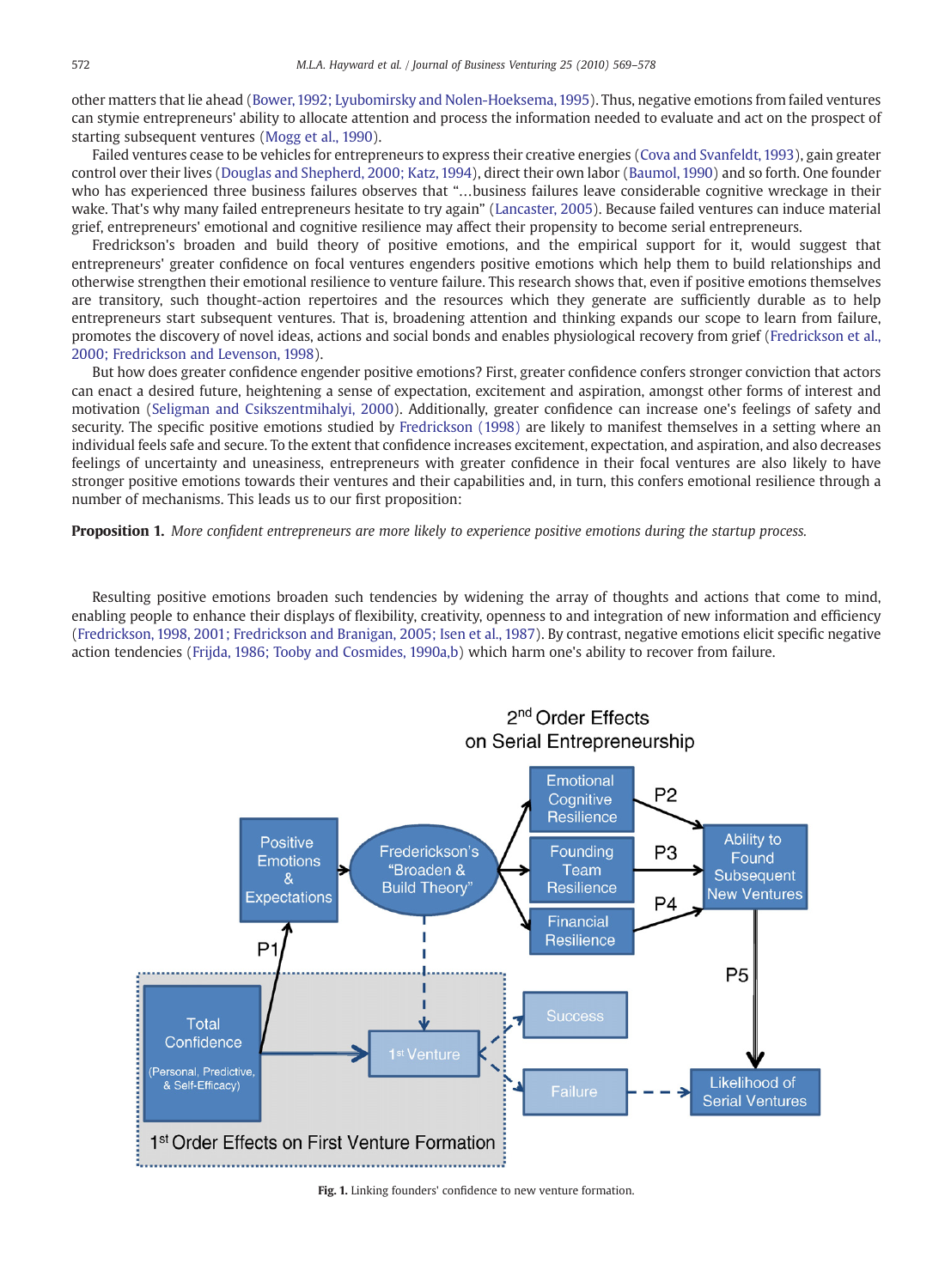other matters that lie ahead (Bower, 1992; Lyubomirsky and Nolen-Hoeksema, 1995). Thus, negative emotions from failed ventures can stymie entrepreneurs' ability to allocate attention and process the information needed to evaluate and act on the prospect of starting subsequent ventures (Mogg et al., 1990).

Failed ventures cease to be vehicles for entrepreneurs to express their creative energies (Cova and Svanfeldt, 1993), gain greater control over their lives (Douglas and Shepherd, 2000; Katz, 1994), direct their own labor (Baumol, 1990) and so forth. One founder who has experienced three business failures observes that "…business failures leave considerable cognitive wreckage in their wake. That's why many failed entrepreneurs hesitate to try again" (Lancaster, 2005). Because failed ventures can induce material grief, entrepreneurs' emotional and cognitive resilience may affect their propensity to become serial entrepreneurs.

Fredrickson's broaden and build theory of positive emotions, and the empirical support for it, would suggest that entrepreneurs' greater confidence on focal ventures engenders positive emotions which help them to build relationships and otherwise strengthen their emotional resilience to venture failure. This research shows that, even if positive emotions themselves are transitory, such thought-action repertoires and the resources which they generate are sufficiently durable as to help entrepreneurs start subsequent ventures. That is, broadening attention and thinking expands our scope to learn from failure, promotes the discovery of novel ideas, actions and social bonds and enables physiological recovery from grief (Fredrickson et al., 2000; Fredrickson and Levenson, 1998).

But how does greater confidence engender positive emotions? First, greater confidence confers stronger conviction that actors can enact a desired future, heightening a sense of expectation, excitement and aspiration, amongst other forms of interest and motivation (Seligman and Csikszentmihalyi, 2000). Additionally, greater confidence can increase one's feelings of safety and security. The specific positive emotions studied by Fredrickson (1998) are likely to manifest themselves in a setting where an individual feels safe and secure. To the extent that confidence increases excitement, expectation, and aspiration, and also decreases feelings of uncertainty and uneasiness, entrepreneurs with greater confidence in their focal ventures are also likely to have stronger positive emotions towards their ventures and their capabilities and, in turn, this confers emotional resilience through a number of mechanisms. This leads us to our first proposition:

**Proposition 1.** *More confident entrepreneurs are more likely to experience positive emotions during the startup process.*

Resulting positive emotions broaden such tendencies by widening the array of thoughts and actions that come to mind, enabling people to enhance their displays of flexibility, creativity, openness to and integration of new information and efficiency (Fredrickson, 1998, 2001; Fredrickson and Branigan, 2005; Isen et al., 1987). By contrast, negative emotions elicit specific negative action tendencies (Frijda, 1986; Tooby and Cosmides, 1990a,b) which harm one's ability to recover from failure.

Fig. 1. Linking founders' confidence to new venture formation.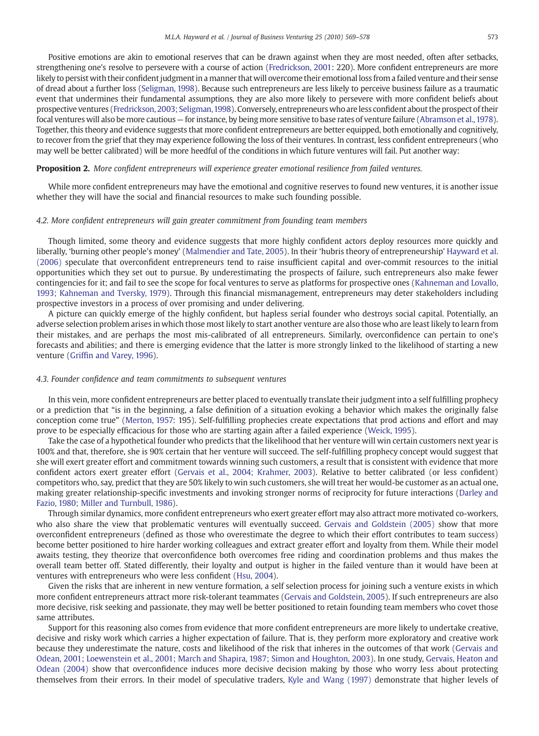Positive emotions are akin to emotional reserves that can be drawn against when they are most needed, often after setbacks, strengthening one's resolve to persevere with a course of action (Fredrickson, 2001: 220). More confident entrepreneurs are more likely to persist with their confident judgment in a manner that will overcome their emotional loss from a failed venture and their sense of dread about a further loss (Seligman, 1998). Because such entrepreneurs are less likely to perceive business failure as a traumatic event that undermines their fundamental assumptions, they are also more likely to persevere with more confident beliefs about prospective ventures (Fredrickson, 2003; Seligman, 1998). Conversely, entrepreneurs who are less confident about the prospect of their focal ventures will also be more cautious — for instance, by being more sensitive to base rates of venture failure (Abramson et al., 1978). Together, this theory and evidence suggests that more confident entrepreneurs are better equipped, both emotionally and cognitively, to recover from the grief that they may experience following the loss of their ventures. In contrast, less confident entrepreneurs (who may well be better calibrated) will be more heedful of the conditions in which future ventures will fail. Put another way:

**Proposition 2.** *More confident entrepreneurs will experience greater emotional resilience from failed ventures.*

While more confident entrepreneurs may have the emotional and cognitive reserves to found new ventures, it is another issue whether they will have the social and financial resources to make such founding possible.

### 4.2. More confident entrepreneurs will gain greater commitment from founding team members

Though limited, some theory and evidence suggests that more highly confident actors deploy resources more quickly and liberally, 'burning other people's money' (Malmendier and Tate, 2005). In their 'hubris theory of entrepreneurship' Hayward et al. (2006) speculate that overconfident entrepreneurs tend to raise insufficient capital and over-commit resources to the initial opportunities which they set out to pursue. By underestimating the prospects of failure, such entrepreneurs also make fewer contingencies for it; and fail to see the scope for focal ventures to serve as platforms for prospective ones (Kahneman and Lovallo, 1993; Kahneman and Tversky, 1979). Through this financial mismanagement, entrepreneurs may deter stakeholders including prospective investors in a process of over promising and under delivering.

A picture can quickly emerge of the highly confident, but hapless serial founder who destroys social capital. Potentially, an adverse selection problem arises in which those most likely to start another venture are also those who are least likely to learn from their mistakes, and are perhaps the most mis-calibrated of all entrepreneurs. Similarly, overconfidence can pertain to one's forecasts and abilities; and there is emerging evidence that the latter is more strongly linked to the likelihood of starting a new venture (Griffin and Varey, 1996).

### 4.3. Founder confidence and team commitments to subsequent ventures

In this vein, more confident entrepreneurs are better placed to eventually translate their judgment into a self fulfilling prophecy or a prediction that "is in the beginning, a false definition of a situation evoking a behavior which makes the originally false conception come true" (Merton, 1957: 195). Self-fulfilling prophecies create expectations that prod actions and effort and may prove to be especially efficacious for those who are starting again after a failed experience (Weick, 1995).

Take the case of a hypothetical founder who predicts that the likelihood that her venture will win certain customers next year is 100% and that, therefore, she is 90% certain that her venture will succeed. The self-fulfilling prophecy concept would suggest that she will exert greater effort and commitment towards winning such customers, a result that is consistent with evidence that more confident actors exert greater effort (Gervais et al., 2004; Krahmer, 2003). Relative to better calibrated (or less confident) competitors who, say, predict that they are 50% likely to win such customers, she will treat her would-be customer as an actual one, making greater relationship-specific investments and invoking stronger norms of reciprocity for future interactions (Darley and Fazio, 1980; Miller and Turnbull, 1986).

Through similar dynamics, more confident entrepreneurs who exert greater effort may also attract more motivated co-workers, who also share the view that problematic ventures will eventually succeed. Gervais and Goldstein (2005) show that more overconfident entrepreneurs (defined as those who overestimate the degree to which their effort contributes to team success) become better positioned to hire harder working colleagues and extract greater effort and loyalty from them. While their model awaits testing, they theorize that overconfidence both overcomes free riding and coordination problems and thus makes the overall team better off. Stated differently, their loyalty and output is higher in the failed venture than it would have been at ventures with entrepreneurs who were less confident (Hsu, 2004).

Given the risks that are inherent in new venture formation, a self selection process for joining such a venture exists in which more confident entrepreneurs attract more risk-tolerant teammates (Gervais and Goldstein, 2005). If such entrepreneurs are also more decisive, risk seeking and passionate, they may well be better positioned to retain founding team members who covet those same attributes.

Support for this reasoning also comes from evidence that more confident entrepreneurs are more likely to undertake creative, decisive and risky work which carries a higher expectation of failure. That is, they perform more exploratory and creative work because they underestimate the nature, costs and likelihood of the risk that inheres in the outcomes of that work (Gervais and Odean, 2001; Loewenstein et al., 2001; March and Shapira, 1987; Simon and Houghton, 2003). In one study, Gervais, Heaton and Odean (2004) show that overconfidence induces more decisive decision making by those who worry less about protecting themselves from their errors. In their model of speculative traders, Kyle and Wang (1997) demonstrate that higher levels of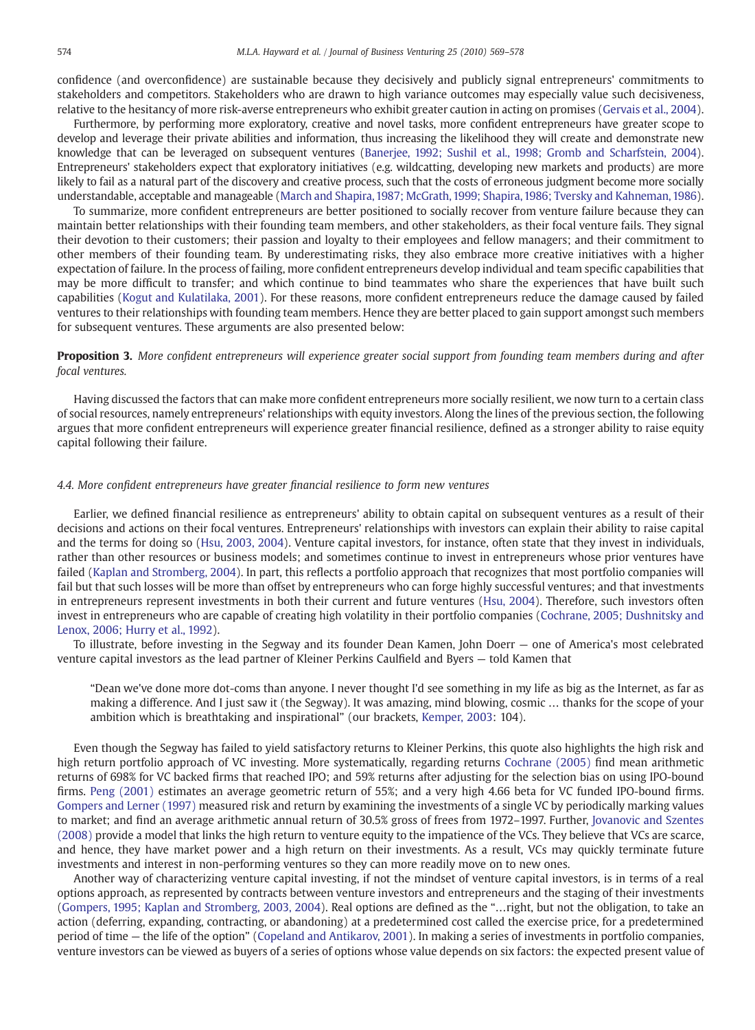confidence (and overconfidence) are sustainable because they decisively and publicly signal entrepreneurs' commitments to stakeholders and competitors. Stakeholders who are drawn to high variance outcomes may especially value such decisiveness, relative to the hesitancy of more risk-averse entrepreneurs who exhibit greater caution in acting on promises (Gervais et al., 2004).

Furthermore, by performing more exploratory, creative and novel tasks, more confident entrepreneurs have greater scope to develop and leverage their private abilities and information, thus increasing the likelihood they will create and demonstrate new knowledge that can be leveraged on subsequent ventures (Banerjee, 1992; Sushil et al., 1998; Gromb and Scharfstein, 2004). Entrepreneurs' stakeholders expect that exploratory initiatives (e.g. wildcatting, developing new markets and products) are more likely to fail as a natural part of the discovery and creative process, such that the costs of erroneous judgment become more socially understandable, acceptable and manageable (March and Shapira, 1987; McGrath, 1999; Shapira, 1986; Tversky and Kahneman, 1986).

To summarize, more confident entrepreneurs are better positioned to socially recover from venture failure because they can maintain better relationships with their founding team members, and other stakeholders, as their focal venture fails. They signal their devotion to their customers; their passion and loyalty to their employees and fellow managers; and their commitment to other members of their founding team. By underestimating risks, they also embrace more creative initiatives with a higher expectation of failure. In the process of failing, more confident entrepreneurs develop individual and team specific capabilities that may be more difficult to transfer; and which continue to bind teammates who share the experiences that have built such capabilities (Kogut and Kulatilaka, 2001). For these reasons, more confident entrepreneurs reduce the damage caused by failed ventures to their relationships with founding team members. Hence they are better placed to gain support amongst such members for subsequent ventures. These arguments are also presented below:

**Proposition 3.** *More confident entrepreneurs will experience greater social support from founding team members during and after focal ventures.*

Having discussed the factors that can make more confident entrepreneurs more socially resilient, we now turn to a certain class of social resources, namely entrepreneurs' relationships with equity investors. Along the lines of the previous section, the following argues that more confident entrepreneurs will experience greater financial resilience, defined as a stronger ability to raise equity capital following their failure.

### 4.4. More confident entrepreneurs have greater financial resilience to form new ventures

Earlier, we defined financial resilience as entrepreneurs' ability to obtain capital on subsequent ventures as a result of their decisions and actions on their focal ventures. Entrepreneurs' relationships with investors can explain their ability to raise capital and the terms for doing so (Hsu, 2003, 2004). Venture capital investors, for instance, often state that they invest in individuals, rather than other resources or business models; and sometimes continue to invest in entrepreneurs whose prior ventures have failed (Kaplan and Stromberg, 2004). In part, this reflects a portfolio approach that recognizes that most portfolio companies will fail but that such losses will be more than offset by entrepreneurs who can forge highly successful ventures; and that investments in entrepreneurs represent investments in both their current and future ventures (Hsu, 2004). Therefore, such investors often invest in entrepreneurs who are capable of creating high volatility in their portfolio companies (Cochrane, 2005; Dushnitsky and Lenox, 2006; Hurry et al., 1992).

To illustrate, before investing in the Segway and its founder Dean Kamen, John Doerr — one of America's most celebrated venture capital investors as the lead partner of Kleiner Perkins Caulfield and Byers — told Kamen that

> "Dean we've done more dot-coms than anyone. I never thought I'd see something in my life as big as the Internet, as far as making a difference. And I just saw it (the Segway). It was amazing, mind blowing, cosmic … thanks for the scope of your ambition which is breathtaking and inspirational" (our brackets, Kemper, 2003: 104).

Even though the Segway has failed to yield satisfactory returns to Kleiner Perkins, this quote also highlights the high risk and high return portfolio approach of VC investing. More systematically, regarding returns Cochrane (2005) find mean arithmetic returns of 698% for VC backed firms that reached IPO; and 59% returns after adjusting for the selection bias on using IPO-bound firms. Peng (2001) estimates an average geometric return of 55%; and a very high 4.66 beta for VC funded IPO-bound firms. Gompers and Lerner (1997) measured risk and return by examining the investments of a single VC by periodically marking values to market; and find an average arithmetic annual return of 30.5% gross of frees from 1972–1997. Further, Jovanovic and Szentes (2008) provide a model that links the high return to venture equity to the impatience of the VCs. They believe that VCs are scarce, and hence, they have market power and a high return on their investments. As a result, VCs may quickly terminate future investments and interest in non-performing ventures so they can more readily move on to new ones.

Another way of characterizing venture capital investing, if not the mindset of venture capital investors, is in terms of a real options approach, as represented by contracts between venture investors and entrepreneurs and the staging of their investments (Gompers, 1995; Kaplan and Stromberg, 2003, 2004). Real options are defined as the "…right, but not the obligation, to take an action (deferring, expanding, contracting, or abandoning) at a predetermined cost called the exercise price, for a predetermined period of time — the life of the option" (Copeland and Antikarov, 2001). In making a series of investments in portfolio companies, venture investors can be viewed as buyers of a series of options whose value depends on six factors: the expected present value of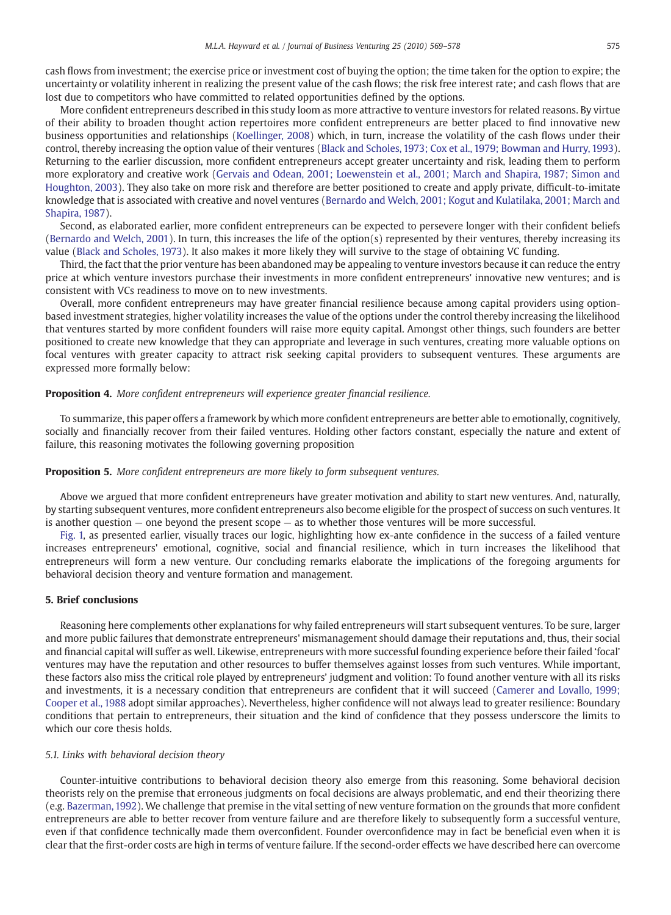cash flows from investment; the exercise price or investment cost of buying the option; the time taken for the option to expire; the uncertainty or volatility inherent in realizing the present value of the cash flows; the risk free interest rate; and cash flows that are lost due to competitors who have committed to related opportunities defined by the options.

More confident entrepreneurs described in this study loom as more attractive to venture investors for related reasons. By virtue of their ability to broaden thought action repertoires more confident entrepreneurs are better placed to find innovative new business opportunities and relationships (Koellinger, 2008) which, in turn, increase the volatility of the cash flows under their control, thereby increasing the option value of their ventures (Black and Scholes, 1973; Cox et al., 1979; Bowman and Hurry, 1993). Returning to the earlier discussion, more confident entrepreneurs accept greater uncertainty and risk, leading them to perform more exploratory and creative work (Gervais and Odean, 2001; Loewenstein et al., 2001; March and Shapira, 1987; Simon and Houghton, 2003). They also take on more risk and therefore are better positioned to create and apply private, difficult-to-imitate knowledge that is associated with creative and novel ventures (Bernardo and Welch, 2001; Kogut and Kulatilaka, 2001; March and Shapira, 1987).

Second, as elaborated earlier, more confident entrepreneurs can be expected to persevere longer with their confident beliefs (Bernardo and Welch, 2001). In turn, this increases the life of the option(s) represented by their ventures, thereby increasing its value (Black and Scholes, 1973). It also makes it more likely they will survive to the stage of obtaining VC funding.

Third, the fact that the prior venture has been abandoned may be appealing to venture investors because it can reduce the entry price at which venture investors purchase their investments in more confident entrepreneurs' innovative new ventures; and is consistent with VCs readiness to move on to new investments.

Overall, more confident entrepreneurs may have greater financial resilience because among capital providers using option-based investment strategies, higher volatility increases the value of the options under the control thereby increasing the likelihood that ventures started by more confident founders will raise more equity capital. Amongst other things, such founders are better positioned to create new knowledge that they can appropriate and leverage in such ventures, creating more valuable options on focal ventures with greater capacity to attract risk seeking capital providers to subsequent ventures. These arguments are expressed more formally below:

**Proposition 4.** *More confident entrepreneurs will experience greater financial resilience.*

To summarize, this paper offers a framework by which more confident entrepreneurs are better able to emotionally, cognitively, socially and financially recover from their failed ventures. Holding other factors constant, especially the nature and extent of failure, this reasoning motivates the following governing proposition

**Proposition 5.** *More confident entrepreneurs are more likely to form subsequent ventures.*

Above we argued that more confident entrepreneurs have greater motivation and ability to start new ventures. And, naturally, by starting subsequent ventures, more confident entrepreneurs also become eligible for the prospect of success on such ventures. It is another question — one beyond the present scope — as to whether those ventures will be more successful.

Fig. 1, as presented earlier, visually traces our logic, highlighting how ex-ante confidence in the success of a failed venture increases entrepreneurs' emotional, cognitive, social and financial resilience, which in turn increases the likelihood that entrepreneurs will form a new venture. Our concluding remarks elaborate the implications of the foregoing arguments for behavioral decision theory and venture formation and management.

## 5. Brief conclusions

Reasoning here complements other explanations for why failed entrepreneurs will start subsequent ventures. To be sure, larger and more public failures that demonstrate entrepreneurs' mismanagement should damage their reputations and, thus, their social and financial capital will suffer as well. Likewise, entrepreneurs with more successful founding experience before their failed 'focal' ventures may have the reputation and other resources to buffer themselves against losses from such ventures. While important, these factors also miss the critical role played by entrepreneurs' judgment and volition: To found another venture with all its risks and investments, it is a necessary condition that entrepreneurs are confident that it will succeed (Camerer and Lovallo, 1999; Cooper et al., 1988 adopt similar approaches). Nevertheless, higher confidence will not always lead to greater resilience: Boundary conditions that pertain to entrepreneurs, their situation and the kind of confidence that they possess underscore the limits to which our core thesis holds.

### 5.1. Links with behavioral decision theory

Counter-intuitive contributions to behavioral decision theory also emerge from this reasoning. Some behavioral decision theorists rely on the premise that erroneous judgments on focal decisions are always problematic, and end their theorizing there (e.g. Bazerman, 1992). We challenge that premise in the vital setting of new venture formation on the grounds that more confident entrepreneurs are able to better recover from venture failure and are therefore likely to subsequently form a successful venture, even if that confidence technically made them overconfident. Founder overconfidence may in fact be beneficial even when it is clear that the first-order costs are high in terms of venture failure. If the second-order effects we have described here can overcome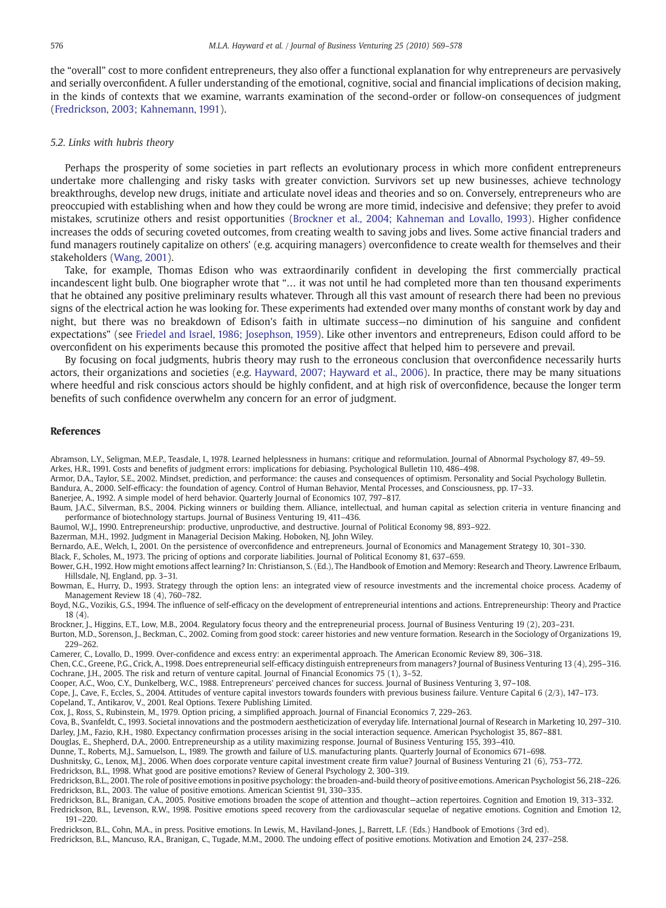the "overall" cost to more confident entrepreneurs, they also offer a functional explanation for why entrepreneurs are pervasively and serially overconfident. A fuller understanding of the emotional, cognitive, social and financial implications of decision making, in the kinds of contexts that we examine, warrants examination of the second-order or follow-on consequences of judgment (Fredrickson, 2003; Kahnemann, 1991).

### 5.2. Links with hubris theory

Perhaps the prosperity of some societies in part reflects an evolutionary process in which more confident entrepreneurs undertake more challenging and risky tasks with greater conviction. Survivors set up new businesses, achieve technology breakthroughs, develop new drugs, initiate and articulate novel ideas and theories and so on. Conversely, entrepreneurs who are preoccupied with establishing when and how they could be wrong are more timid, indecisive and defensive; they prefer to avoid mistakes, scrutinize others and resist opportunities (Brockner et al., 2004; Kahneman and Lovallo, 1993). Higher confidence increases the odds of securing coveted outcomes, from creating wealth to saving jobs and lives. Some active financial traders and fund managers routinely capitalize on others' (e.g. acquiring managers) overconfidence to create wealth for themselves and their stakeholders (Wang, 2001).

Take, for example, Thomas Edison who was extraordinarily confident in developing the first commercially practical incandescent light bulb. One biographer wrote that "… it was not until he had completed more than ten thousand experiments that he obtained any positive preliminary results whatever. Through all this vast amount of research there had been no previous signs of the electrical action he was looking for. These experiments had extended over many months of constant work by day and night, but there was no breakdown of Edison's faith in ultimate success—no diminution of his sanguine and confident expectations" (see Friedel and Israel, 1986; Josephson, 1959). Like other inventors and entrepreneurs, Edison could afford to be overconfident on his experiments because this promoted the positive affect that helped him to persevere and prevail.

By focusing on focal judgments, hubris theory may rush to the erroneous conclusion that overconfidence necessarily hurts actors, their organizations and societies (e.g. Hayward, 2007; Hayward et al., 2006). In practice, there may be many situations where heedful and risk conscious actors should be highly confident, and at high risk of overconfidence, because the longer term benefits of such confidence overwhelm any concern for an error of judgment.

## References

Abramson, L.Y., Seligman, M.E.P., Teasdale, I., 1978. Learned helplessness in humans: critique and reformulation. Journal of Abnormal Psychology 87, 49–59.

Arkes, H.R., 1991. Costs and benefits of judgment errors: implications for debiasing. Psychological Bulletin 110, 486–498.

Armor, D.A., Taylor, S.E., 2002. Mindset, prediction, and performance: the causes and consequences of optimism. Personality and Social Psychology Bulletin.

Bandura, A., 2000. Self-efficacy: the foundation of agency. Control of Human Behavior, Mental Processes, and Consciousness, pp. 17–33.

Banerjee, A., 1992. A simple model of herd behavior. Quarterly Journal of Economics 107, 797–817.

Baum, J.A.C., Silverman, B.S., 2004. Picking winners or building them. Alliance, intellectual, and human capital as selection criteria in venture financing and performance of biotechnology startups. Journal of Business Venturing 19, 411–436.

Baumol, W.J., 1990. Entrepreneurship: productive, unproductive, and destructive. Journal of Political Economy 98, 893–922.

Bazerman, M.H., 1992. Judgment in Managerial Decision Making. Hoboken, NJ, John Wiley.

Bernardo, A.E., Welch, I., 2001. On the persistence of overconfidence and entrepreneurs. Journal of Economics and Management Strategy 10, 301–330.

Black, F., Scholes, M., 1973. The pricing of options and corporate liabilities. Journal of Political Economy 81, 637–659.

Bower, G.H., 1992. How might emotions affect learning? In: Christianson, S. (Ed.), The Handbook of Emotion and Memory: Research and Theory. Lawrence Erlbaum, Hillsdale, NJ, England, pp. 3–31.

Bowman, E., Hurry, D., 1993. Strategy through the option lens: an integrated view of resource investments and the incremental choice process. Academy of Management Review 18 (4), 760–782.

Boyd, N.G., Vozikis, G.S., 1994. The influence of self-efficacy on the development of entrepreneurial intentions and actions. Entrepreneurship: Theory and Practice 18 (4).

Brockner, J., Higgins, E.T., Low, M.B., 2004. Regulatory focus theory and the entrepreneurial process. Journal of Business Venturing 19 (2), 203–231.

Burton, M.D., Sorenson, J., Beckman, C., 2002. Coming from good stock: career histories and new venture formation. Research in the Sociology of Organizations 19, 229–262.

Camerer, C., Lovallo, D., 1999. Over-confidence and excess entry: an experimental approach. The American Economic Review 89, 306–318.

Chen, C.C., Greene, P.G., Crick, A., 1998. Does entrepreneurial self-efficacy distinguish entrepreneurs from managers? Journal of Business Venturing 13 (4), 295–316.

Cochrane, J.H., 2005. The risk and return of venture capital. Journal of Financial Economics 75 (1), 3–52.

Cooper, A.C., Woo, C.Y., Dunkelberg, W.C., 1988. Entrepreneurs' perceived chances for success. Journal of Business Venturing 3, 97–108.

Cope, J., Cave, F., Eccles, S., 2004. Attitudes of venture capital investors towards founders with previous business failure. Venture Capital 6 (2/3), 147–173.

Copeland, T., Antikarov, V., 2001. Real Options. Texere Publishing Limited.

Cox, J., Ross, S., Rubinstein, M., 1979. Option pricing, a simplified approach. Journal of Financial Economics 7, 229–263.

Cova, B., Svanfeldt, C., 1993. Societal innovations and the postmodern aestheticization of everyday life. International Journal of Research in Marketing 10, 297–310.

Darley, J.M., Fazio, R.H., 1980. Expectancy confirmation processes arising in the social interaction sequence. American Psychologist 35, 867–881.

Douglas, E., Shepherd, D.A., 2000. Entrepreneurship as a utility maximizing response. Journal of Business Venturing 155, 393–410.

Dunne, T., Roberts, M.J., Samuelson, L., 1989. The growth and failure of U.S. manufacturing plants. Quarterly Journal of Economics 671–698.

Dushnitsky, G., Lenox, M.J., 2006. When does corporate venture capital investment create firm value? Journal of Business Venturing 21 (6), 753–772.

Fredrickson, B.L., 1998. What good are positive emotions? Review of General Psychology 2, 300–319.

Fredrickson, B.L., 2001. The role of positive emotions in positive psychology: the broaden-and-build theory of positive emotions. American Psychologist 56, 218–226.

Fredrickson, B.L., 2003. The value of positive emotions. American Scientist 91, 330–335.

Fredrickson, B.L., Branigan, C.A., 2005. Positive emotions broaden the scope of attention and thought—action repertoires. Cognition and Emotion 19, 313–332.

Fredrickson, B.L., Levenson, R.W., 1998. Positive emotions speed recovery from the cardiovascular sequelae of negative emotions. Cognition and Emotion 12, 191–220.

Fredrickson, B.L., Cohn, M.A., in press. Positive emotions. In Lewis, M., Haviland-Jones, J., Barrett, L.F. (Eds.) Handbook of Emotions (3rd ed).

Fredrickson, B.L., Mancuso, R.A., Branigan, C., Tugade, M.M., 2000. The undoing effect of positive emotions. Motivation and Emotion 24, 237–258.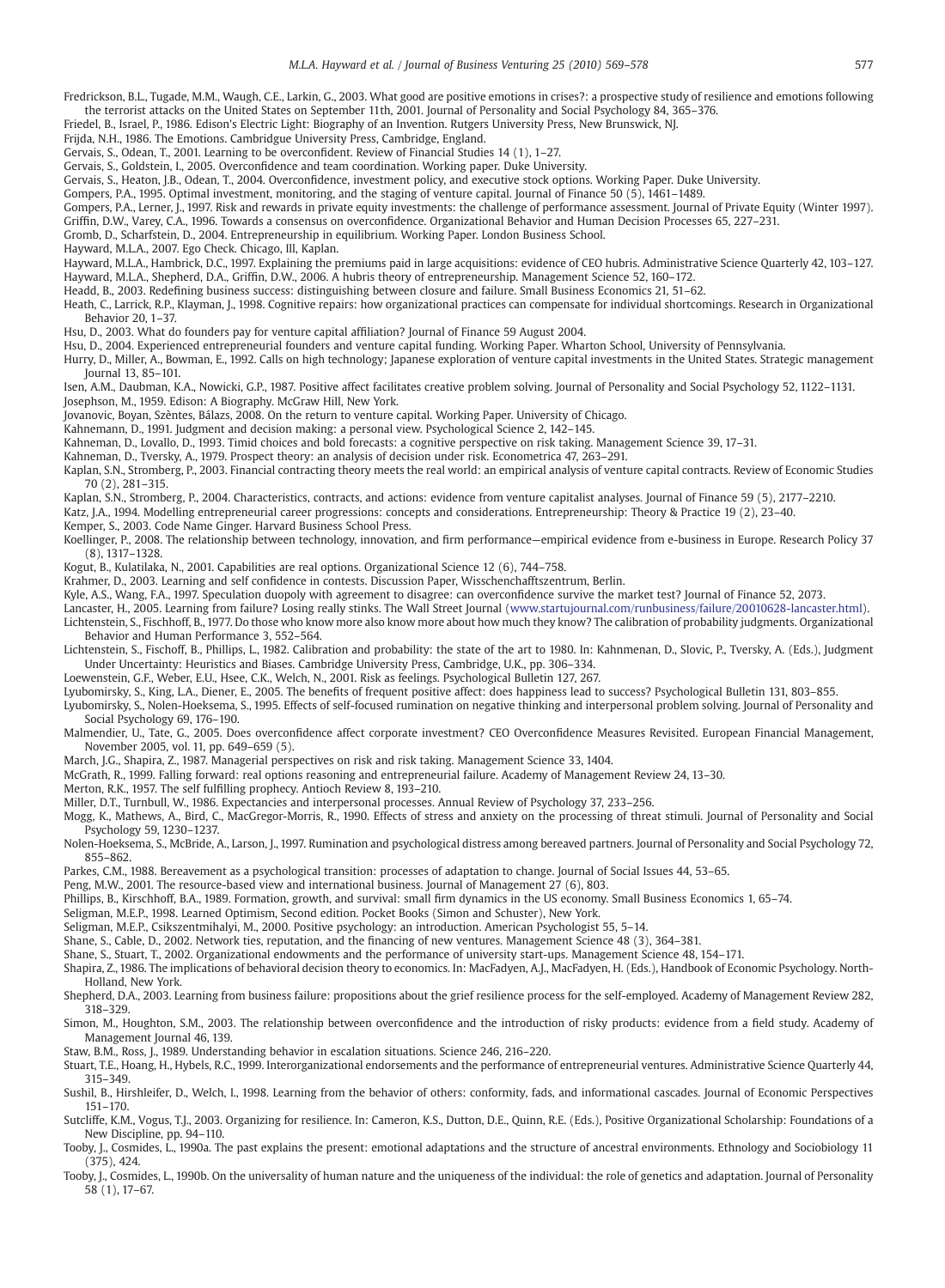Fredrickson, B.L., Tugade, M.M., Waugh, C.E., Larkin, G., 2003. What good are positive emotions in crises?: a prospective study of resilience and emotions following the terrorist attacks on the United States on September 11th, 2001. Journal of Personality and Social Psychology 84, 365–376.

Friedel, B., Israel, P., 1986. Edison's Electric Light: Biography of an Invention. Rutgers University Press, New Brunswick, NJ.

Frijda, N.H., 1986. The Emotions. Cambridgue University Press, Cambridge, England.

Gervais, S., Odean, T., 2001. Learning to be overconfident. Review of Financial Studies 14 (1), 1–27.

Gervais, S., Goldstein, I., 2005. Overconfidence and team coordination. Working paper. Duke University.

Gervais, S., Heaton, J.B., Odean, T., 2004. Overconfidence, investment policy, and executive stock options. Working Paper. Duke University.

Gompers, P.A., 1995. Optimal investment, monitoring, and the staging of venture capital. Journal of Finance 50 (5), 1461–1489.

Gompers, P.A., Lerner, J., 1997. Risk and rewards in private equity investments: the challenge of performance assessment. Journal of Private Equity (Winter 1997).

Griffin, D.W., Varey, C.A., 1996. Towards a consensus on overconfidence. Organizational Behavior and Human Decision Processes 65, 227–231.

Gromb, D., Scharfstein, D., 2004. Entrepreneurship in equilibrium. Working Paper. London Business School.

Hayward, M.L.A., 2007. Ego Check. Chicago, Ill, Kaplan.

Hayward, M.L.A., Hambrick, D.C., 1997. Explaining the premiums paid in large acquisitions: evidence of CEO hubris. Administrative Science Quarterly 42, 103–127.

Hayward, M.L.A., Shepherd, D.A., Griffin, D.W., 2006. A hubris theory of entrepreneurship. Management Science 52, 160–172.

Headd, B., 2003. Redefining business success: distinguishing between closure and failure. Small Business Economics 21, 51–62.

Heath, C., Larrick, R.P., Klayman, J., 1998. Cognitive repairs: how organizational practices can compensate for individual shortcomings. Research in Organizational Behavior 20, 1–37.

Hsu, D., 2003. What do founders pay for venture capital affiliation? Journal of Finance 59 August 2004.

Hsu, D., 2004. Experienced entrepreneurial founders and venture capital funding. Working Paper. Wharton School, University of Pennsylvania.

Hurry, D., Miller, A., Bowman, E., 1992. Calls on high technology; Japanese exploration of venture capital investments in the United States. Strategic management Journal 13, 85–101.

Isen, A.M., Daubman, K.A., Nowicki, G.P., 1987. Positive affect facilitates creative problem solving. Journal of Personality and Social Psychology 52, 1122–1131.

Josephson, M., 1959. Edison: A Biography. McGraw Hill, New York.

Jovanovic, Boyan, Szèntes, Bálazs, 2008. On the return to venture capital. Working Paper. University of Chicago.

Kahnemann, D., 1991. Judgment and decision making: a personal view. Psychological Science 2, 142–145.

Kahneman, D., Lovallo, D., 1993. Timid choices and bold forecasts: a cognitive perspective on risk taking. Management Science 39, 17–31.

Kahneman, D., Tversky, A., 1979. Prospect theory: an analysis of decision under risk. Econometrica 47, 263–291.

Kaplan, S.N., Stromberg, P., 2003. Financial contracting theory meets the real world: an empirical analysis of venture capital contracts. Review of Economic Studies 70 (2), 281–315.

Kaplan, S.N., Stromberg, P., 2004. Characteristics, contracts, and actions: evidence from venture capitalist analyses. Journal of Finance 59 (5), 2177–2210.

Katz, J.A., 1994. Modelling entrepreneurial career progressions: concepts and considerations. Entrepreneurship: Theory & Practice 19 (2), 23–40.

Kemper, S., 2003. Code Name Ginger. Harvard Business School Press.

Koellinger, P., 2008. The relationship between technology, innovation, and firm performance—empirical evidence from e-business in Europe. Research Policy 37 (8), 1317–1328.

Kogut, B., Kulatilaka, N., 2001. Capabilities are real options. Organizational Science 12 (6), 744–758.

Krahmer, D., 2003. Learning and self confidence in contests. Discussion Paper, Wisschenchafftszentrum, Berlin.

Kyle, A.S., Wang, F.A., 1997. Speculation duopoly with agreement to disagree: can overconfidence survive the market test? Journal of Finance 52, 2073.

Lancaster, H., 2005. Learning from failure? Losing really stinks. The Wall Street Journal (www.startujournal.com/runbusiness/failure/20010628-lancaster.html).

Lichtenstein, S., Fischhoff, B., 1977. Do those who know more also know more about how much they know? The calibration of probability judgments. Organizational Behavior and Human Performance 3, 552–564.

Lichtenstein, S., Fischoff, B., Phillips, L., 1982. Calibration and probability: the state of the art to 1980. In: Kahnmenan, D., Slovic, P., Tversky, A. (Eds.), Judgment Under Uncertainty: Heuristics and Biases. Cambridge University Press, Cambridge, U.K., pp. 306–334.

Loewenstein, G.F., Weber, E.U., Hsee, C.K., Welch, N., 2001. Risk as feelings. Psychological Bulletin 127, 267.

Lyubomirsky, S., King, L.A., Diener, E., 2005. The benefits of frequent positive affect: does happiness lead to success? Psychological Bulletin 131, 803–855.

Lyubomirsky, S., Nolen-Hoeksema, S., 1995. Effects of self-focused rumination on negative thinking and interpersonal problem solving. Journal of Personality and Social Psychology 69, 176–190.

Malmendier, U., Tate, G., 2005. Does overconfidence affect corporate investment? CEO Overconfidence Measures Revisited. European Financial Management, November 2005, vol. 11, pp. 649–659 (5).

March, J.G., Shapira, Z., 1987. Managerial perspectives on risk and risk taking. Management Science 33, 1404.

McGrath, R., 1999. Falling forward: real options reasoning and entrepreneurial failure. Academy of Management Review 24, 13–30.

Merton, R.K., 1957. The self fulfilling prophecy. Antioch Review 8, 193–210.

Miller, D.T., Turnbull, W., 1986. Expectancies and interpersonal processes. Annual Review of Psychology 37, 233–256.

Mogg, K., Mathews, A., Bird, C., MacGregor-Morris, R., 1990. Effects of stress and anxiety on the processing of threat stimuli. Journal of Personality and Social Psychology 59, 1230–1237.

Nolen-Hoeksema, S., McBride, A., Larson, J., 1997. Rumination and psychological distress among bereaved partners. Journal of Personality and Social Psychology 72, 855–862.

Parkes, C.M., 1988. Bereavement as a psychological transition: processes of adaptation to change. Journal of Social Issues 44, 53–65.

Peng, M.W., 2001. The resource-based view and international business. Journal of Management 27 (6), 803.

Phillips, B., Kirschhoff, B.A., 1989. Formation, growth, and survival: small firm dynamics in the US economy. Small Business Economics 1, 65–74.

Seligman, M.E.P., 1998. Learned Optimism, Second edition. Pocket Books (Simon and Schuster), New York.

Seligman, M.E.P., Csikszentmihalyi, M., 2000. Positive psychology: an introduction. American Psychologist 55, 5–14.

Shane, S., Cable, D., 2002. Network ties, reputation, and the financing of new ventures. Management Science 48 (3), 364–381.

Shane, S., Stuart, T., 2002. Organizational endowments and the performance of university start-ups. Management Science 48, 154–171.

Shapira, Z., 1986. The implications of behavioral decision theory to economics. In: MacFadyen, A.J., MacFadyen, H. (Eds.), Handbook of Economic Psychology. North-Holland, New York.

Shepherd, D.A., 2003. Learning from business failure: propositions about the grief resilience process for the self-employed. Academy of Management Review 282, 318–329.

Simon, M., Houghton, S.M., 2003. The relationship between overconfidence and the introduction of risky products: evidence from a field study. Academy of Management Journal 46, 139.

Staw, B.M., Ross, J., 1989. Understanding behavior in escalation situations. Science 246, 216–220.

Stuart, T.E., Hoang, H., Hybels, R.C., 1999. Interorganizational endorsements and the performance of entrepreneurial ventures. Administrative Science Quarterly 44, 315–349.

Sushil, B., Hirshleifer, D., Welch, I., 1998. Learning from the behavior of others: conformity, fads, and informational cascades. Journal of Economic Perspectives 151–170.

Sutcliffe, K.M., Vogus, T.J., 2003. Organizing for resilience. In: Cameron, K.S., Dutton, D.E., Quinn, R.E. (Eds.), Positive Organizational Scholarship: Foundations of a New Discipline, pp. 94–110.

Tooby, J., Cosmides, L., 1990a. The past explains the present: emotional adaptations and the structure of ancestral environments. Ethnology and Sociobiology 11 (375), 424.

Tooby, J., Cosmides, L., 1990b. On the universality of human nature and the uniqueness of the individual: the role of genetics and adaptation. Journal of Personality 58 (1), 17–67.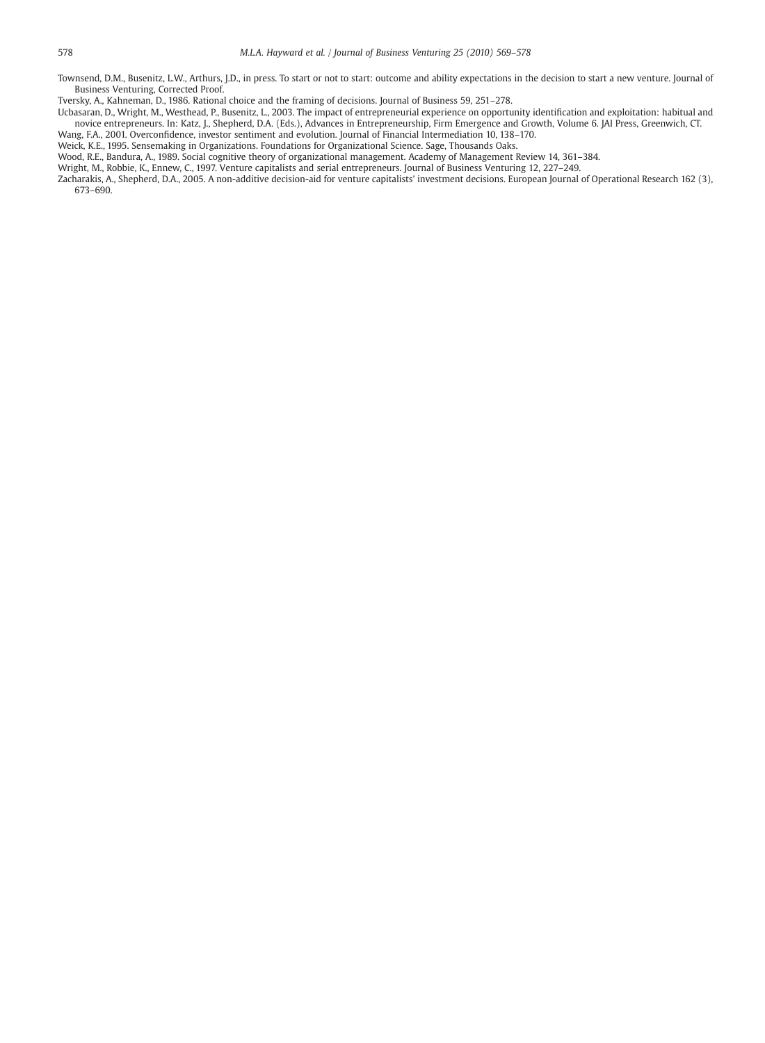Townsend, D.M., Busenitz, L.W., Arthurs, J.D., in press. To start or not to start: outcome and ability expectations in the decision to start a new venture. Journal of Business Venturing, Corrected Proof.

Tversky, A., Kahneman, D., 1986. Rational choice and the framing of decisions. Journal of Business 59, 251–278.

Ucbasaran, D., Wright, M., Westhead, P., Busenitz, L., 2003. The impact of entrepreneurial experience on opportunity identification and exploitation: habitual and novice entrepreneurs. In: Katz, J., Shepherd, D.A. (Eds.), Advances in Entrepreneurship, Firm Emergence and Growth, Volume 6. JAI Press, Greenwich, CT.

Wang, F.A., 2001. Overconfidence, investor sentiment and evolution. Journal of Financial Intermediation 10, 138–170.

Weick, K.E., 1995. Sensemaking in Organizations. Foundations for Organizational Science. Sage, Thousands Oaks.

Wood, R.E., Bandura, A., 1989. Social cognitive theory of organizational management. Academy of Management Review 14, 361–384.

Wright, M., Robbie, K., Ennew, C., 1997. Venture capitalists and serial entrepreneurs. Journal of Business Venturing 12, 227–249.

Zacharakis, A., Shepherd, D.A., 2005. A non-additive decision-aid for venture capitalists' investment decisions. European Journal of Operational Research 162 (3), 673–690.